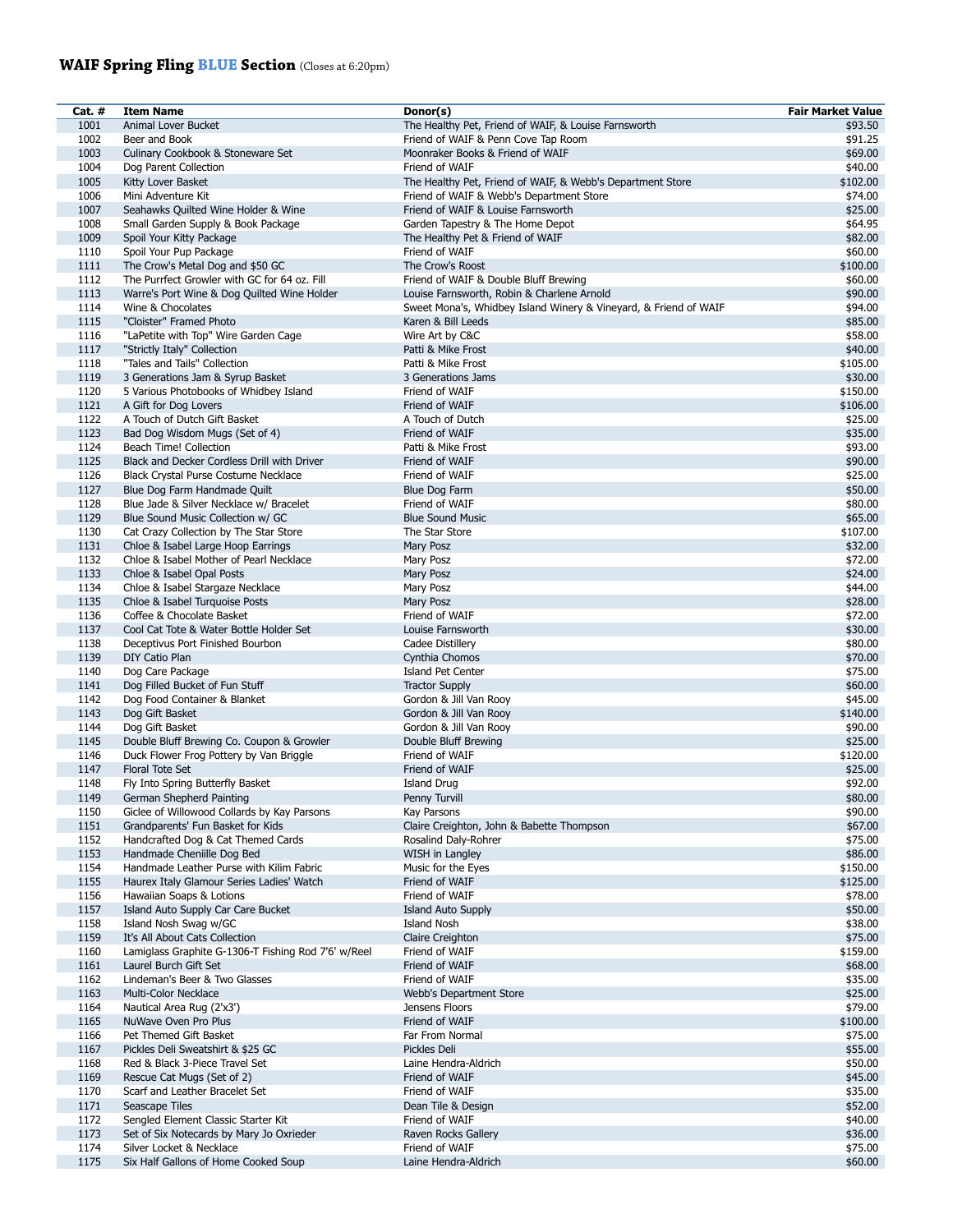# WAIF Spring Fling **BLUE** Section (Closes at 6:20pm)

| Cat. # | Item Name | Donor(s) | Fair Market Value |
|---|---|---|---|
| 1001 | Animal Lover Bucket | The Healthy Pet, Friend of WAIF, & Louise Farnsworth | $93.50 |
| 1002 | Beer and Book | Friend of WAIF & Penn Cove Tap Room | $91.25 |
| 1003 | Culinary Cookbook & Stoneware Set | Moonraker Books & Friend of WAIF | $69.00 |
| 1004 | Dog Parent Collection | Friend of WAIF | $40.00 |
| 1005 | Kitty Lover Basket | The Healthy Pet, Friend of WAIF, & Webb's Department Store | $102.00 |
| 1006 | Mini Adventure Kit | Friend of WAIF & Webb's Department Store | $74.00 |
| 1007 | Seahawks Quilted Wine Holder & Wine | Friend of WAIF & Louise Farnsworth | $25.00 |
| 1008 | Small Garden Supply & Book Package | Garden Tapestry & The Home Depot | $64.95 |
| 1009 | Spoil Your Kitty Package | The Healthy Pet & Friend of WAIF | $82.00 |
| 1110 | Spoil Your Pup Package | Friend of WAIF | $60.00 |
| 1111 | The Crow's Metal Dog and $50 GC | The Crow's Roost | $100.00 |
| 1112 | The Purrfect Growler with GC for 64 oz. Fill | Friend of WAIF & Double Bluff Brewing | $60.00 |
| 1113 | Warre's Port Wine & Dog Quilted Wine Holder | Louise Farnsworth, Robin & Charlene Arnold | $90.00 |
| 1114 | Wine & Chocolates | Sweet Mona's, Whidbey Island Winery & Vineyard, & Friend of WAIF | $94.00 |
| 1115 | "Cloister" Framed Photo | Karen & Bill Leeds | $85.00 |
| 1116 | "LaPetite with Top" Wire Garden Cage | Wire Art by C&C | $58.00 |
| 1117 | "Strictly Italy" Collection | Patti & Mike Frost | $40.00 |
| 1118 | "Tales and Tails" Collection | Patti & Mike Frost | $105.00 |
| 1119 | 3 Generations Jam & Syrup Basket | 3 Generations Jams | $30.00 |
| 1120 | 5 Various Photobooks of Whidbey Island | Friend of WAIF | $150.00 |
| 1121 | A Gift for Dog Lovers | Friend of WAIF | $106.00 |
| 1122 | A Touch of Dutch Gift Basket | A Touch of Dutch | $25.00 |
| 1123 | Bad Dog Wisdom Mugs (Set of 4) | Friend of WAIF | $35.00 |
| 1124 | Beach Time! Collection | Patti & Mike Frost | $93.00 |
| 1125 | Black and Decker Cordless Drill with Driver | Friend of WAIF | $90.00 |
| 1126 | Black Crystal Purse Costume Necklace | Friend of WAIF | $25.00 |
| 1127 | Blue Dog Farm Handmade Quilt | Blue Dog Farm | $50.00 |
| 1128 | Blue Jade & Silver Necklace w/ Bracelet | Friend of WAIF | $80.00 |
| 1129 | Blue Sound Music Collection w/ GC | Blue Sound Music | $65.00 |
| 1130 | Cat Crazy Collection by The Star Store | The Star Store | $107.00 |
| 1131 | Chloe & Isabel Large Hoop Earrings | Mary Posz | $32.00 |
| 1132 | Chloe & Isabel Mother of Pearl Necklace | Mary Posz | $72.00 |
| 1133 | Chloe & Isabel Opal Posts | Mary Posz | $24.00 |
| 1134 | Chloe & Isabel Stargaze Necklace | Mary Posz | $44.00 |
| 1135 | Chloe & Isabel Turquoise Posts | Mary Posz | $28.00 |
| 1136 | Coffee & Chocolate Basket | Friend of WAIF | $72.00 |
| 1137 | Cool Cat Tote & Water Bottle Holder Set | Louise Farnsworth | $30.00 |
| 1138 | Deceptivus Port Finished Bourbon | Cadee Distillery | $80.00 |
| 1139 | DIY Catio Plan | Cynthia Chomos | $70.00 |
| 1140 | Dog Care Package | Island Pet Center | $75.00 |
| 1141 | Dog Filled Bucket of Fun Stuff | Tractor Supply | $60.00 |
| 1142 | Dog Food Container & Blanket | Gordon & Jill Van Rooy | $45.00 |
| 1143 | Dog Gift Basket | Gordon & Jill Van Rooy | $140.00 |
| 1144 | Dog Gift Basket | Gordon & Jill Van Rooy | $90.00 |
| 1145 | Double Bluff Brewing Co. Coupon & Growler | Double Bluff Brewing | $25.00 |
| 1146 | Duck Flower Frog Pottery by Van Briggle | Friend of WAIF | $120.00 |
| 1147 | Floral Tote Set | Friend of WAIF | $25.00 |
| 1148 | Fly Into Spring Butterfly Basket | Island Drug | $92.00 |
| 1149 | German Shepherd Painting | Penny Turvill | $80.00 |
| 1150 | Giclee of Willowood Collards by Kay Parsons | Kay Parsons | $90.00 |
| 1151 | Grandparents' Fun Basket for Kids | Claire Creighton, John & Babette Thompson | $67.00 |
| 1152 | Handcrafted Dog & Cat Themed Cards | Rosalind Daly-Rohrer | $75.00 |
| 1153 | Handmade Cheniille Dog Bed | WISH in Langley | $86.00 |
| 1154 | Handmade Leather Purse with Kilim Fabric | Music for the Eyes | $150.00 |
| 1155 | Haurex Italy Glamour Series Ladies' Watch | Friend of WAIF | $125.00 |
| 1156 | Hawaiian Soaps & Lotions | Friend of WAIF | $78.00 |
| 1157 | Island Auto Supply Car Care Bucket | Island Auto Supply | $50.00 |
| 1158 | Island Nosh Swag w/GC | Island Nosh | $38.00 |
| 1159 | It's All About Cats Collection | Claire Creighton | $75.00 |
| 1160 | Lamiglass Graphite G-1306-T Fishing Rod 7'6' w/Reel | Friend of WAIF | $159.00 |
| 1161 | Laurel Burch Gift Set | Friend of WAIF | $68.00 |
| 1162 | Lindeman's Beer & Two Glasses | Friend of WAIF | $35.00 |
| 1163 | Multi-Color Necklace | Webb's Department Store | $25.00 |
| 1164 | Nautical Area Rug (2'x3') | Jensens Floors | $79.00 |
| 1165 | NuWave Oven Pro Plus | Friend of WAIF | $100.00 |
| 1166 | Pet Themed Gift Basket | Far From Normal | $75.00 |
| 1167 | Pickles Deli Sweatshirt & $25 GC | Pickles Deli | $55.00 |
| 1168 | Red & Black 3-Piece Travel Set | Laine Hendra-Aldrich | $50.00 |
| 1169 | Rescue Cat Mugs (Set of 2) | Friend of WAIF | $45.00 |
| 1170 | Scarf and Leather Bracelet Set | Friend of WAIF | $35.00 |
| 1171 | Seascape Tiles | Dean Tile & Design | $52.00 |
| 1172 | Sengled Element Classic Starter Kit | Friend of WAIF | $40.00 |
| 1173 | Set of Six Notecards by Mary Jo Oxrieder | Raven Rocks Gallery | $36.00 |
| 1174 | Silver Locket & Necklace | Friend of WAIF | $75.00 |
| 1175 | Six Half Gallons of Home Cooked Soup | Laine Hendra-Aldrich | $60.00 |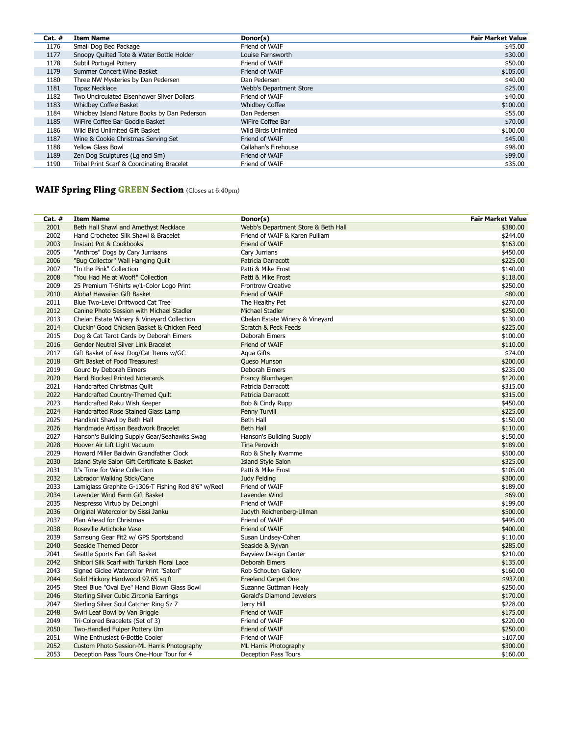| Cat. # | Item Name | Donor(s) | Fair Market Value |
|---|---|---|---|
| 1176 | Small Dog Bed Package | Friend of WAIF | $45.00 |
| 1177 | Snoopy Quilted Tote & Water Bottle Holder | Louise Farnsworth | $30.00 |
| 1178 | Subtil Portugal Pottery | Friend of WAIF | $50.00 |
| 1179 | Summer Concert Wine Basket | Friend of WAIF | $105.00 |
| 1180 | Three NW Mysteries by Dan Pedersen | Dan Pedersen | $40.00 |
| 1181 | Topaz Necklace | Webb's Department Store | $25.00 |
| 1182 | Two Uncirculated Eisenhower Silver Dollars | Friend of WAIF | $40.00 |
| 1183 | Whidbey Coffee Basket | Whidbey Coffee | $100.00 |
| 1184 | Whidbey Island Nature Books by Dan Pederson | Dan Pedersen | $55.00 |
| 1185 | WiFire Coffee Bar Goodie Basket | WiFire Coffee Bar | $70.00 |
| 1186 | Wild Bird Unlimited Gift Basket | Wild Birds Unlimited | $100.00 |
| 1187 | Wine & Cookie Christmas Serving Set | Friend of WAIF | $45.00 |
| 1188 | Yellow Glass Bowl | Callahan's Firehouse | $98.00 |
| 1189 | Zen Dog Sculptures (Lg and Sm) | Friend of WAIF | $99.00 |
| 1190 | Tribal Print Scarf & Coordinating Bracelet | Friend of WAIF | $35.00 |

## WAIF Spring Fling GREEN Section (Closes at 6:40pm)

| Cat. # | Item Name | Donor(s) | Fair Market Value |
|---|---|---|---|
| 2001 | Beth Hall Shawl and Amethyst Necklace | Webb's Department Store & Beth Hall | $380.00 |
| 2002 | Hand Crocheted Silk Shawl & Bracelet | Friend of WAIF & Karen Pulliam | $244.00 |
| 2003 | Instant Pot & Cookbooks | Friend of WAIF | $163.00 |
| 2005 | "Anthros" Dogs by Cary Jurriaans | Cary Jurrians | $450.00 |
| 2006 | "Bug Collector" Wall Hanging Quilt | Patricia Darracott | $225.00 |
| 2007 | "In the Pink" Collection | Patti & Mike Frost | $140.00 |
| 2008 | "You Had Me at Woof!" Collection | Patti & Mike Frost | $118.00 |
| 2009 | 25 Premium T-Shirts w/1-Color Logo Print | Frontrow Creative | $250.00 |
| 2010 | Aloha! Hawaiian Gift Basket | Friend of WAIF | $80.00 |
| 2011 | Blue Two-Level Driftwood Cat Tree | The Healthy Pet | $270.00 |
| 2012 | Canine Photo Session with Michael Stadler | Michael Stadler | $250.00 |
| 2013 | Chelan Estate Winery & Vineyard Collection | Chelan Estate Winery & Vineyard | $130.00 |
| 2014 | Cluckin' Good Chicken Basket & Chicken Feed | Scratch & Peck Feeds | $225.00 |
| 2015 | Dog & Cat Tarot Cards by Deborah Eimers | Deborah Eimers | $100.00 |
| 2016 | Gender Neutral Silver Link Bracelet | Friend of WAIF | $110.00 |
| 2017 | Gift Basket of Asst Dog/Cat Items w/GC | Aqua Gifts | $74.00 |
| 2018 | Gift Basket of Food Treasures! | Queso Munson | $200.00 |
| 2019 | Gourd by Deborah Eimers | Deborah Eimers | $235.00 |
| 2020 | Hand Blocked Printed Notecards | Francy Blumhagen | $120.00 |
| 2021 | Handcrafted Christmas Quilt | Patricia Darracott | $315.00 |
| 2022 | Handcrafted Country-Themed Quilt | Patricia Darracott | $315.00 |
| 2023 | Handcrafted Raku Wish Keeper | Bob & Cindy Rupp | $450.00 |
| 2024 | Handcrafted Rose Stained Glass Lamp | Penny Turvill | $225.00 |
| 2025 | Handknit Shawl by Beth Hall | Beth Hall | $150.00 |
| 2026 | Handmade Artisan Beadwork Bracelet | Beth Hall | $110.00 |
| 2027 | Hanson's Building Supply Gear/Seahawks Swag | Hanson's Building Supply | $150.00 |
| 2028 | Hoover Air Lift Light Vacuum | Tina Perovich | $189.00 |
| 2029 | Howard Miller Baldwin Grandfather Clock | Rob & Shelly Kvamme | $500.00 |
| 2030 | Island Style Salon Gift Certificate & Basket | Island Style Salon | $325.00 |
| 2031 | It's Time for Wine Collection | Patti & Mike Frost | $105.00 |
| 2032 | Labrador Walking Stick/Cane | Judy Felding | $300.00 |
| 2033 | Lamiglass Graphite G-1306-T Fishing Rod 8'6" w/Reel | Friend of WAIF | $189.00 |
| 2034 | Lavender Wind Farm Gift Basket | Lavender Wind | $69.00 |
| 2035 | Nespresso Virtuo by DeLonghi | Friend of WAIF | $199.00 |
| 2036 | Original Watercolor by Sissi Janku | Judyth Reichenberg-Ullman | $500.00 |
| 2037 | Plan Ahead for Christmas | Friend of WAIF | $495.00 |
| 2038 | Roseville Artichoke Vase | Friend of WAIF | $400.00 |
| 2039 | Samsung Gear Fit2 w/ GPS Sportsband | Susan Lindsey-Cohen | $110.00 |
| 2040 | Seaside Themed Decor | Seaside & Sylvan | $285.00 |
| 2041 | Seattle Sports Fan Gift Basket | Bayview Design Center | $210.00 |
| 2042 | Shibori Silk Scarf with Turkish Floral Lace | Deborah Eimers | $135.00 |
| 2043 | Signed Giclee Watercolor Print "Satori" | Rob Schouten Gallery | $160.00 |
| 2044 | Solid Hickory Hardwood 97.65 sq ft | Freeland Carpet One | $937.00 |
| 2045 | Steel Blue "Oval Eye" Hand Blown Glass Bowl | Suzanne Guttman Healy | $250.00 |
| 2046 | Sterling Silver Cubic Zirconia Earrings | Gerald's Diamond Jewelers | $170.00 |
| 2047 | Sterling Silver Soul Catcher Ring Sz 7 | Jerry Hill | $228.00 |
| 2048 | Swirl Leaf Bowl by Van Briggle | Friend of WAIF | $175.00 |
| 2049 | Tri-Colored Bracelets (Set of 3) | Friend of WAIF | $220.00 |
| 2050 | Two-Handled Fulper Pottery Urn | Friend of WAIF | $250.00 |
| 2051 | Wine Enthusiast 6-Bottle Cooler | Friend of WAIF | $107.00 |
| 2052 | Custom Photo Session-ML Harris Photography | ML Harris Photography | $300.00 |
| 2053 | Deception Pass Tours One-Hour Tour for 4 | Deception Pass Tours | $160.00 |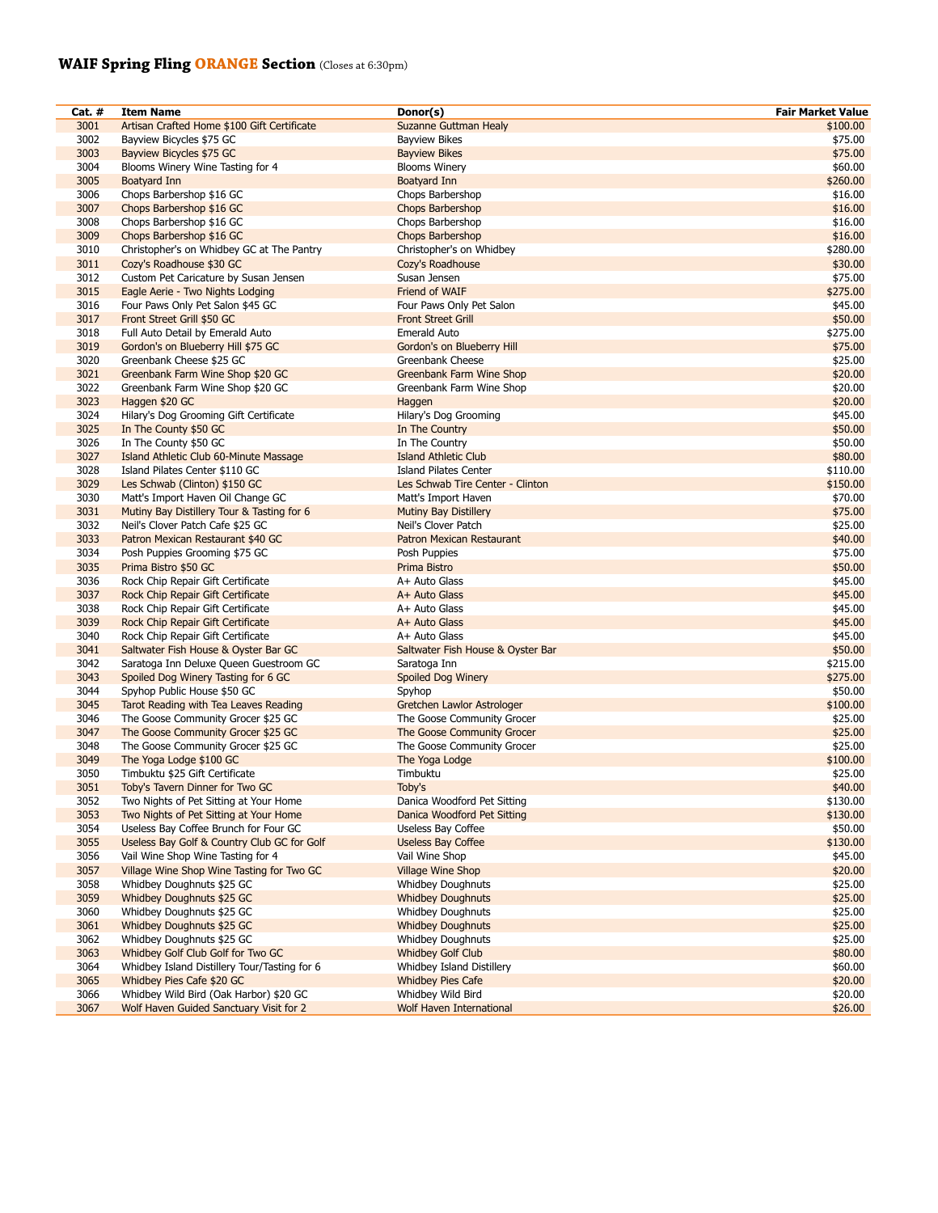## WAIF Spring Fling **ORANGE** Section (Closes at 6:30pm)

| Cat. # | Item Name | Donor(s) | Fair Market Value |
|---|---|---|---|
| 3001 | Artisan Crafted Home $100 Gift Certificate | Suzanne Guttman Healy | $100.00 |
| 3002 | Bayview Bicycles $75 GC | Bayview Bikes | $75.00 |
| 3003 | Bayview Bicycles $75 GC | Bayview Bikes | $75.00 |
| 3004 | Blooms Winery Wine Tasting for 4 | Blooms Winery | $60.00 |
| 3005 | Boatyard Inn | Boatyard Inn | $260.00 |
| 3006 | Chops Barbershop $16 GC | Chops Barbershop | $16.00 |
| 3007 | Chops Barbershop $16 GC | Chops Barbershop | $16.00 |
| 3008 | Chops Barbershop $16 GC | Chops Barbershop | $16.00 |
| 3009 | Chops Barbershop $16 GC | Chops Barbershop | $16.00 |
| 3010 | Christopher's on Whidbey GC at The Pantry | Christopher's on Whidbey | $280.00 |
| 3011 | Cozy's Roadhouse $30 GC | Cozy's Roadhouse | $30.00 |
| 3012 | Custom Pet Caricature by Susan Jensen | Susan Jensen | $75.00 |
| 3015 | Eagle Aerie - Two Nights Lodging | Friend of WAIF | $275.00 |
| 3016 | Four Paws Only Pet Salon $45 GC | Four Paws Only Pet Salon | $45.00 |
| 3017 | Front Street Grill $50 GC | Front Street Grill | $50.00 |
| 3018 | Full Auto Detail by Emerald Auto | Emerald Auto | $275.00 |
| 3019 | Gordon's on Blueberry Hill $75 GC | Gordon's on Blueberry Hill | $75.00 |
| 3020 | Greenbank Cheese $25 GC | Greenbank Cheese | $25.00 |
| 3021 | Greenbank Farm Wine Shop $20 GC | Greenbank Farm Wine Shop | $20.00 |
| 3022 | Greenbank Farm Wine Shop $20 GC | Greenbank Farm Wine Shop | $20.00 |
| 3023 | Haggen $20 GC | Haggen | $20.00 |
| 3024 | Hilary's Dog Grooming Gift Certificate | Hilary's Dog Grooming | $45.00 |
| 3025 | In The County $50 GC | In The Country | $50.00 |
| 3026 | In The County $50 GC | In The Country | $50.00 |
| 3027 | Island Athletic Club 60-Minute Massage | Island Athletic Club | $80.00 |
| 3028 | Island Pilates Center $110 GC | Island Pilates Center | $110.00 |
| 3029 | Les Schwab (Clinton) $150 GC | Les Schwab Tire Center - Clinton | $150.00 |
| 3030 | Matt's Import Haven Oil Change GC | Matt's Import Haven | $70.00 |
| 3031 | Mutiny Bay Distillery Tour & Tasting for 6 | Mutiny Bay Distillery | $75.00 |
| 3032 | Neil's Clover Patch Cafe $25 GC | Neil's Clover Patch | $25.00 |
| 3033 | Patron Mexican Restaurant $40 GC | Patron Mexican Restaurant | $40.00 |
| 3034 | Posh Puppies Grooming $75 GC | Posh Puppies | $75.00 |
| 3035 | Prima Bistro $50 GC | Prima Bistro | $50.00 |
| 3036 | Rock Chip Repair Gift Certificate | A+ Auto Glass | $45.00 |
| 3037 | Rock Chip Repair Gift Certificate | A+ Auto Glass | $45.00 |
| 3038 | Rock Chip Repair Gift Certificate | A+ Auto Glass | $45.00 |
| 3039 | Rock Chip Repair Gift Certificate | A+ Auto Glass | $45.00 |
| 3040 | Rock Chip Repair Gift Certificate | A+ Auto Glass | $45.00 |
| 3041 | Saltwater Fish House & Oyster Bar GC | Saltwater Fish House & Oyster Bar | $50.00 |
| 3042 | Saratoga Inn Deluxe Queen Guestroom GC | Saratoga Inn | $215.00 |
| 3043 | Spoiled Dog Winery Tasting for 6 GC | Spoiled Dog Winery | $275.00 |
| 3044 | Spyhop Public House $50 GC | Spyhop | $50.00 |
| 3045 | Tarot Reading with Tea Leaves Reading | Gretchen Lawlor Astrologer | $100.00 |
| 3046 | The Goose Community Grocer $25 GC | The Goose Community Grocer | $25.00 |
| 3047 | The Goose Community Grocer $25 GC | The Goose Community Grocer | $25.00 |
| 3048 | The Goose Community Grocer $25 GC | The Goose Community Grocer | $25.00 |
| 3049 | The Yoga Lodge $100 GC | The Yoga Lodge | $100.00 |
| 3050 | Timbuktu $25 Gift Certificate | Timbuktu | $25.00 |
| 3051 | Toby's Tavern Dinner for Two GC | Toby's | $40.00 |
| 3052 | Two Nights of Pet Sitting at Your Home | Danica Woodford Pet Sitting | $130.00 |
| 3053 | Two Nights of Pet Sitting at Your Home | Danica Woodford Pet Sitting | $130.00 |
| 3054 | Useless Bay Coffee Brunch for Four GC | Useless Bay Coffee | $50.00 |
| 3055 | Useless Bay Golf & Country Club GC for Golf | Useless Bay Coffee | $130.00 |
| 3056 | Vail Wine Shop Wine Tasting for 4 | Vail Wine Shop | $45.00 |
| 3057 | Village Wine Shop Wine Tasting for Two GC | Village Wine Shop | $20.00 |
| 3058 | Whidbey Doughnuts $25 GC | Whidbey Doughnuts | $25.00 |
| 3059 | Whidbey Doughnuts $25 GC | Whidbey Doughnuts | $25.00 |
| 3060 | Whidbey Doughnuts $25 GC | Whidbey Doughnuts | $25.00 |
| 3061 | Whidbey Doughnuts $25 GC | Whidbey Doughnuts | $25.00 |
| 3062 | Whidbey Doughnuts $25 GC | Whidbey Doughnuts | $25.00 |
| 3063 | Whidbey Golf Club Golf for Two GC | Whidbey Golf Club | $80.00 |
| 3064 | Whidbey Island Distillery Tour/Tasting for 6 | Whidbey Island Distillery | $60.00 |
| 3065 | Whidbey Pies Cafe $20 GC | Whidbey Pies Cafe | $20.00 |
| 3066 | Whidbey Wild Bird (Oak Harbor) $20 GC | Whidbey Wild Bird | $20.00 |
| 3067 | Wolf Haven Guided Sanctuary Visit for 2 | Wolf Haven International | $26.00 |